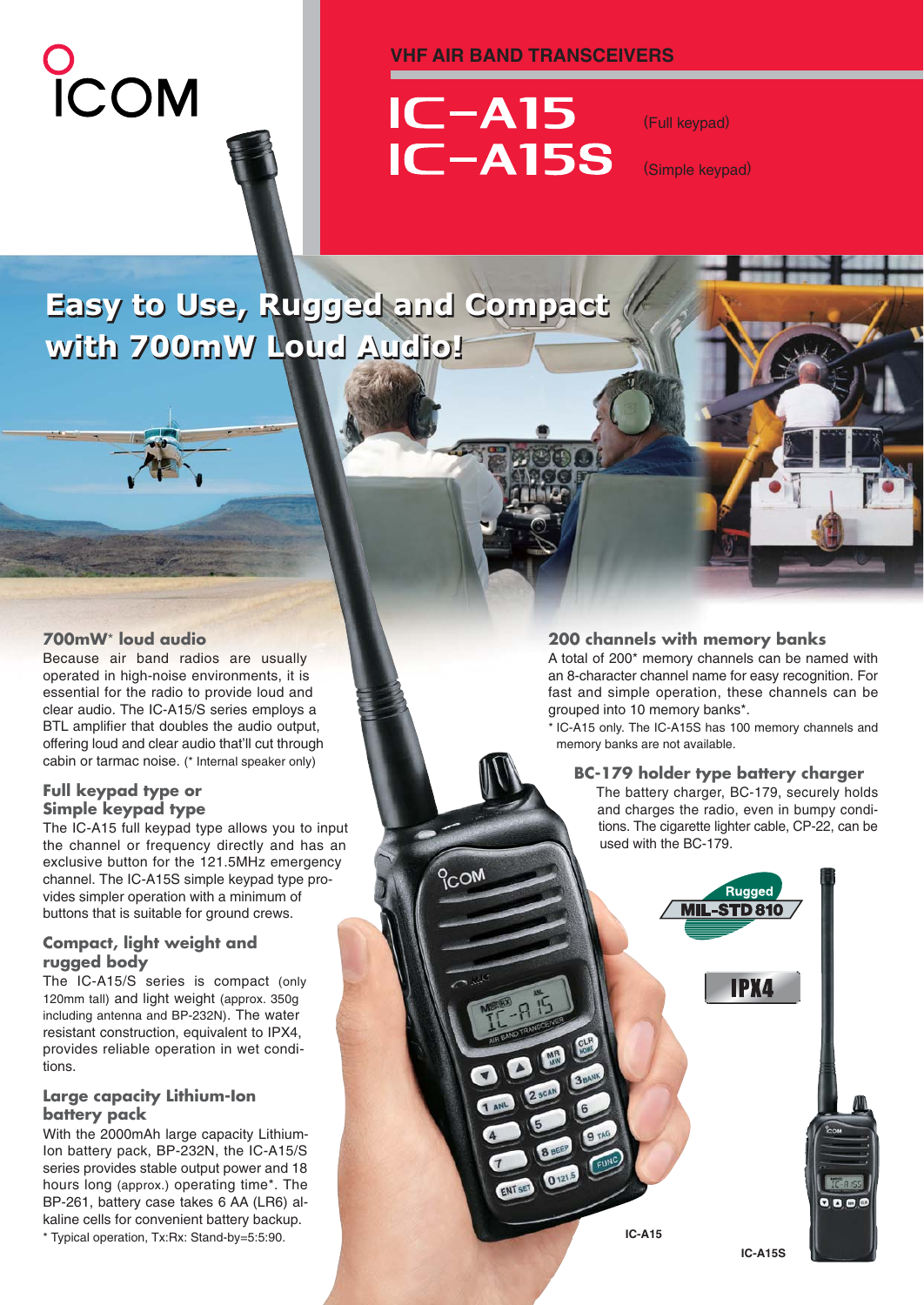ICOM

VHF AIR BAND TRANSCEIVERS

# IC-A15 (Full keypad)
# IC-A15S (Simple keypad)

## Easy to Use, Rugged and Compact with 700mW Loud Audio!

### 700mW* loud audio

Because air band radios are usually operated in high-noise environments, it is essential for the radio to provide loud and clear audio. The IC-A15/S series employs a BTL amplifier that doubles the audio output, offering loud and clear audio that'll cut through cabin or tarmac noise. (* Internal speaker only)

### Full keypad type or Simple keypad type

The IC-A15 full keypad type allows you to input the channel or frequency directly and has an exclusive button for the 121.5MHz emergency channel. The IC-A15S simple keypad type provides simpler operation with a minimum of buttons that is suitable for ground crews.

### Compact, light weight and rugged body

The IC-A15/S series is compact (only 120mm tall) and light weight (approx. 350g including antenna and BP-232N). The water resistant construction, equivalent to IPX4, provides reliable operation in wet conditions.

### Large capacity Lithium-Ion battery pack

With the 2000mAh large capacity Lithium-Ion battery pack, BP-232N, the IC-A15/S series provides stable output power and 18 hours long (approx.) operating time*. The BP-261, battery case takes 6 AA (LR6) alkaline cells for convenient battery backup.

* Typical operation, Tx:Rx: Stand-by=5:5:90.

### 200 channels with memory banks

A total of 200* memory channels can be named with an 8-character channel name for easy recognition. For fast and simple operation, these channels can be grouped into 10 memory banks*.

* IC-A15 only. The IC-A15S has 100 memory channels and memory banks are not available.

### BC-179 holder type battery charger

The battery charger, BC-179, securely holds and charges the radio, even in bumpy conditions. The cigarette lighter cable, CP-22, can be used with the BC-179.

Rugged MIL-STD 810

IPX4

IC-A15

IC-A15S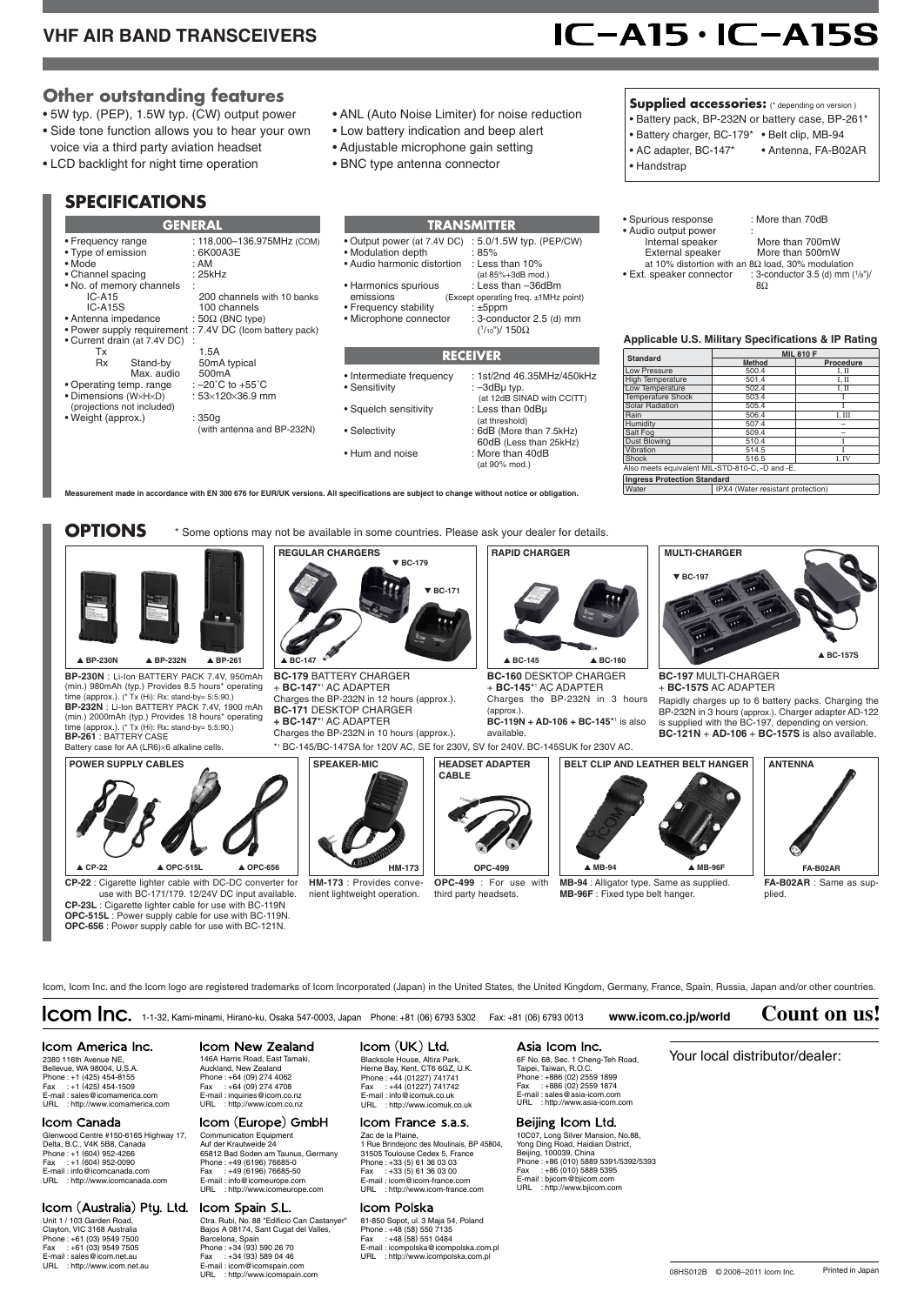# VHF AIR BAND TRANSCEIVERS

# IC-A15 · IC-A15S

## Other outstanding features

- 5W typ. (PEP), 1.5W typ. (CW) output power
- Side tone function allows you to hear your own voice via a third party aviation headset
- LCD backlight for night time operation
- ANL (Auto Noise Limiter) for noise reduction
- Low battery indication and beep alert
- Adjustable microphone gain setting
- BNC type antenna connector

**Supplied accessories:** (* depending on version)

- Battery pack, BP-232N or battery case, BP-261*
- Battery charger, BC-179*
- Belt clip, MB-94
- AC adapter, BC-147*
- Antenna, FA-B02AR
- Handstrap

## SPECIFICATIONS

### GENERAL

- Frequency range : 118.000–136.975MHz (COM)
- Type of emission : 6K00A3E
- Mode : AM
- Channel spacing : 25kHz
- No. of memory channels :
  - IC-A15 : 200 channels with 10 banks
  - IC-A15S : 100 channels
- Antenna impedance : 50Ω (BNC type)
- Power supply requirement : 7.4V DC (Icom battery pack)
- Current drain (at 7.4V DC) :
  - Tx : 1.5A
  - Rx Stand-by : 50mA typical
  - Rx Max. audio : 500mA
- Operating temp. range : –20˚C to +55˚C
- Dimensions (W×H×D) (projections not included) : 53×120×36.9 mm
- Weight (approx.) : 350g (with antenna and BP-232N)

### TRANSMITTER

- Output power (at 7.4V DC) : 5.0/1.5W typ. (PEP/CW)
- Modulation depth : 85%
- Audio harmonic distortion : Less than 10% (at 85%+3dB mod.)
- Harmonics spurious emissions : Less than –36dBm (Except operating freq. ±1MHz point)
- Frequency stability : ±5ppm
- Microphone connector : 3-conductor 2.5 (d) mm (1/10")/ 150Ω

### RECEIVER

- Intermediate frequency : 1st/2nd 46.35MHz/450kHz
- Sensitivity : –3dBμ typ. (at 12dB SINAD with CCITT)
- Squelch sensitivity : Less than 0dBμ (at threshold)
- Selectivity : 6dB (More than 7.5kHz) 60dB (Less than 25kHz)
- Hum and noise : More than 40dB (at 90% mod.)
- Spurious response : More than 70dB
- Audio output power :
  - Internal speaker : More than 700mW
  - External speaker : More than 500mW
  - at 10% distortion with an 8Ω load, 30% modulation
- Ext. speaker connector : 3-conductor 3.5 (d) mm (1/8")/ 8Ω

### Applicable U.S. Military Specifications & IP Rating

| Standard | MIL 810 F | |
|---|---|---|
| | Method | Procedure |
| Low Pressure | 500.4 | I, II |
| High Temperature | 501.4 | I, II |
| Low Temperature | 502.4 | I, II |
| Temperature Shock | 503.4 | I |
| Solar Radiation | 505.4 | I |
| Rain | 506.4 | I, III |
| Humidity | 507.4 | – |
| Salt Fog | 509.4 | – |
| Dust Blowing | 510.4 | I |
| Vibration | 514.5 | I |
| Shock | 516.5 | I, IV |

Also meets equivalent MIL-STD-810-C, -D and -E.

| Ingress Protection Standard | |
|---|---|
| Water | IPX4 (Water resistant protection) |

**Measurement made in accordance with EN 300 676 for EUR/UK versions. All specifications are subject to change without notice or obligation.**

## OPTIONS

* Some options may not be available in some countries. Please ask your dealer for details.

▲ BP-230N ▲ BP-232N ▲ BP-261

**BP-230N** : Li-Ion BATTERY PACK 7.4V, 950mAh (min.) 980mAh (typ.) Provides 8.5 hours* operating time (approx.). (* Tx (Hi): Rx: stand-by= 5:5:90.)
**BP-232N** : Li-Ion BATTERY PACK 7.4V, 1900 mAh (min.) 2000mAh (typ.) Provides 18 hours* operating time (approx.). (* Tx (Hi): Rx: stand-by= 5:5:90.)
**BP-261** : BATTERY CASE
Battery case for AA (LR6)×6 alkaline cells.

**REGULAR CHARGERS**

▼ BC-179 ▼ BC-171 ▲ BC-147

**BC-179** BATTERY CHARGER + **BC-147***1 AC ADAPTER
Charges the BP-232N in 12 hours (approx.).
**BC-171** DESKTOP CHARGER + **BC-147***1 AC ADAPTER
Charges the BP-232N in 10 hours (approx.).

**RAPID CHARGER**

▲ BC-145 ▲ BC-160

**BC-160** DESKTOP CHARGER + **BC-145***1 AC ADAPTER
Charges the BP-232N in 3 hours (approx.).
**BC-119N + AD-106 + BC-145***1 is also available.

*1 BC-145/BC-147SA for 120V AC, SE for 230V, SV for 240V. BC-145SUK for 230V AC.

**MULTI-CHARGER**

▼ BC-197 ▲ BC-157S

**BC-197** MULTI-CHARGER + **BC-157S** AC ADAPTER
Rapidly charges up to 6 battery packs. Charging the BP-232N in 3 hours (approx.). Charger adapter AD-122 is supplied with the BC-197, depending on version.
**BC-121N + AD-106 + BC-157S** is also available.

**POWER SUPPLY CABLES**

▲ CP-22 ▲ OPC-515L ▲ OPC-656

**CP-22** : Cigarette lighter cable with DC-DC converter for use with BC-171/179. 12/24V DC input available.
**CP-23L** : Cigarette lighter cable for use with BC-119N
**OPC-515L** : Power supply cable for use with BC-119N.
**OPC-656** : Power supply cable for use with BC-121N.

**SPEAKER-MIC**

HM-173

**HM-173** : Provides convenient lightweight operation.

**HEADSET ADAPTER CABLE**

OPC-499

**OPC-499** : For use with third party headsets.

**BELT CLIP AND LEATHER BELT HANGER**

▲ MB-94 ▲ MB-96F

**MB-94** : Alligator type. Same as supplied.
**MB-96F** : Fixed type belt hanger.

**ANTENNA**

FA-B02AR

**FA-B02AR** : Same as supplied.

Icom, Icom Inc. and the Icom logo are registered trademarks of Icom Incorporated (Japan) in the United States, the United Kingdom, Germany, France, Spain, Russia, Japan and/or other countries.

**Icom Inc.** 1-1-32, Kami-minami, Hirano-ku, Osaka 547-0003, Japan Phone: +81 (06) 6793 5302 Fax: +81 (06) 6793 0013 **www.icom.co.jp/world** **Count on us!**

**Icom America Inc.**
2380 116th Avenue NE, Bellevue, WA 98004, U.S.A.
Phone : +1 (425) 454-8155
Fax : +1 (425) 454-1509
E-mail : sales@icomamerica.com
URL : http://www.icomamerica.com

**Icom Canada**
Glenwood Centre #150-6165 Highway 17, Delta, B.C., V4K 5B8, Canada
Phone : +1 (604) 952-4266
Fax : +1 (604) 952-0090
E-mail : info@icomcanada.com
URL : http://www.icomcanada.com

**Icom (Australia) Pty. Ltd.**
Unit 1 / 103 Garden Road, Clayton, VIC 3168 Australia
Phone : +61 (03) 9549 7500
Fax : +61 (03) 9549 7505
E-mail : sales@icom.net.au
URL : http://www.icom.net.au

**Icom New Zealand**
146A Harris Road, East Tamaki, Auckland, New Zealand
Phone : +64 (09) 274 4062
Fax : +64 (09) 274 4708
E-mail : inquiries@icom.co.nz
URL : http://www.icom.co.nz

**Icom (Europe) GmbH**
Communication Equipment
Auf der Krautweide 24
65812 Bad Soden am Taunus, Germany
Phone : +49 (6196) 76685-0
Fax : +49 (6196) 76685-50
E-mail : info@icomeurope.com
URL : http://www.icomeurope.com

**Icom Spain S.L.**
Ctra. Rubi, No. 88 "Edificio Can Castanyer" Bajos A 08174, Sant Cugat del Valles, Barcelona, Spain
Phone : +34 (93) 590 26 70
Fax : +34 (93) 589 04 46
E-mail : icom@icomspain.com
URL : http://www.icomspain.com

**Icom (UK) Ltd.**
Blacksole House, Altira Park, Herne Bay, Kent, CT6 6GZ, U.K.
Phone : +44 (01227) 741741
Fax : +44 (01227) 741742
E-mail : info@icomuk.co.uk
URL : http://www.icomuk.co.uk

**Icom France s.a.s.**
Zac de la Plaine, 1 Rue Brindejonc des Moulinais, BP 45804, 31505 Toulouse Cedex 5, France
Phone : +33 (5) 61 36 03 03
Fax : +33 (5) 61 36 03 00
E-mail : icom@icom-france.com
URL : http://www.icom-france.com

**Icom Polska**
81-850 Sopot, ul. 3 Maja 54, Poland
Phone : +48 (58) 550 7135
Fax : +48 (58) 551 0484
E-mail : icompolska@icompolska.com.pl
URL : http://www.icompolska.com.pl

**Asia Icom Inc.**
6F No. 68, Sec. 1 Cheng-Teh Road, Taipei, Taiwan, R.O.C.
Phone : +886 (02) 2559 1899
Fax : +886 (02) 2559 1874
E-mail : sales@asia-icom.com
URL : http://www.asia-icom.com

**Beijing Icom Ltd.**
10C07, Long Silver Mansion, No.88, Yong Ding Road, Haidian District, Beijing, 100039, China
Phone : +86 (010) 5889 5391/5392/5393
Fax : +86 (010) 5889 5395
E-mail : bjicom@bjicom.com
URL : http://www.bjicom.com

Your local distributor/dealer:

08HS012B © 2008–2011 Icom Inc. Printed in Japan